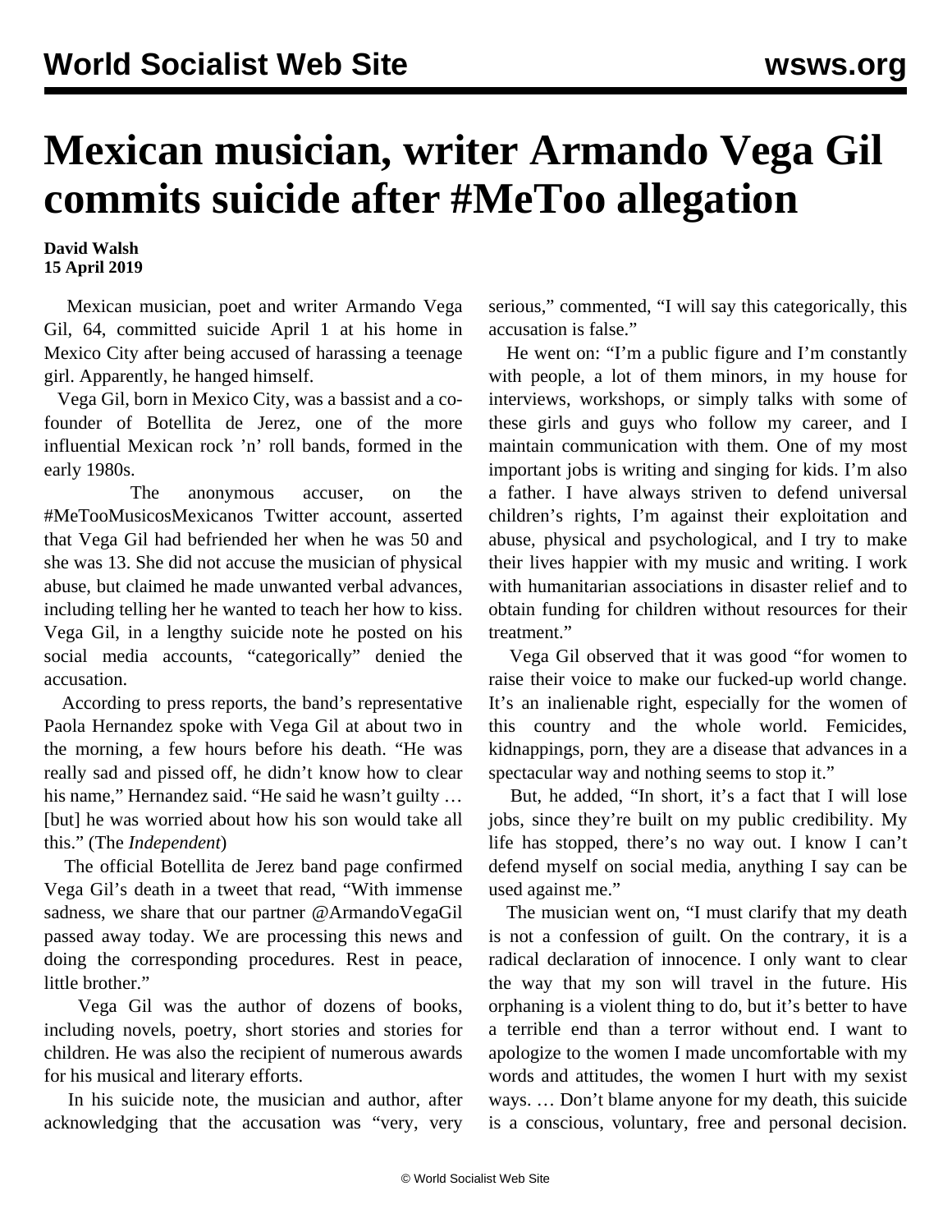# Mexican musician, writer Armando Vega Gil commits suicide after #MeToo allegation

**David Walsh**
**15 April 2019**

Mexican musician, poet and writer Armando Vega Gil, 64, committed suicide April 1 at his home in Mexico City after being accused of harassing a teenage girl. Apparently, he hanged himself.

Vega Gil, born in Mexico City, was a bassist and a co-founder of Botellita de Jerez, one of the more influential Mexican rock 'n' roll bands, formed in the early 1980s.

The anonymous accuser, on the #MeTooMusicosMexicanos Twitter account, asserted that Vega Gil had befriended her when he was 50 and she was 13. She did not accuse the musician of physical abuse, but claimed he made unwanted verbal advances, including telling her he wanted to teach her how to kiss. Vega Gil, in a lengthy suicide note he posted on his social media accounts, "categorically" denied the accusation.

According to press reports, the band's representative Paola Hernandez spoke with Vega Gil at about two in the morning, a few hours before his death. "He was really sad and pissed off, he didn't know how to clear his name," Hernandez said. "He said he wasn't guilty … [but] he was worried about how his son would take all this." (The *Independent*)

The official Botellita de Jerez band page confirmed Vega Gil's death in a tweet that read, "With immense sadness, we share that our partner @ArmandoVegaGil passed away today. We are processing this news and doing the corresponding procedures. Rest in peace, little brother."

Vega Gil was the author of dozens of books, including novels, poetry, short stories and stories for children. He was also the recipient of numerous awards for his musical and literary efforts.

In his suicide note, the musician and author, after acknowledging that the accusation was "very, very serious," commented, "I will say this categorically, this accusation is false."

He went on: "I'm a public figure and I'm constantly with people, a lot of them minors, in my house for interviews, workshops, or simply talks with some of these girls and guys who follow my career, and I maintain communication with them. One of my most important jobs is writing and singing for kids. I'm also a father. I have always striven to defend universal children's rights, I'm against their exploitation and abuse, physical and psychological, and I try to make their lives happier with my music and writing. I work with humanitarian associations in disaster relief and to obtain funding for children without resources for their treatment."

Vega Gil observed that it was good "for women to raise their voice to make our fucked-up world change. It's an inalienable right, especially for the women of this country and the whole world. Femicides, kidnappings, porn, they are a disease that advances in a spectacular way and nothing seems to stop it."

But, he added, "In short, it's a fact that I will lose jobs, since they're built on my public credibility. My life has stopped, there's no way out. I know I can't defend myself on social media, anything I say can be used against me."

The musician went on, "I must clarify that my death is not a confession of guilt. On the contrary, it is a radical declaration of innocence. I only want to clear the way that my son will travel in the future. His orphaning is a violent thing to do, but it's better to have a terrible end than a terror without end. I want to apologize to the women I made uncomfortable with my words and attitudes, the women I hurt with my sexist ways. … Don't blame anyone for my death, this suicide is a conscious, voluntary, free and personal decision.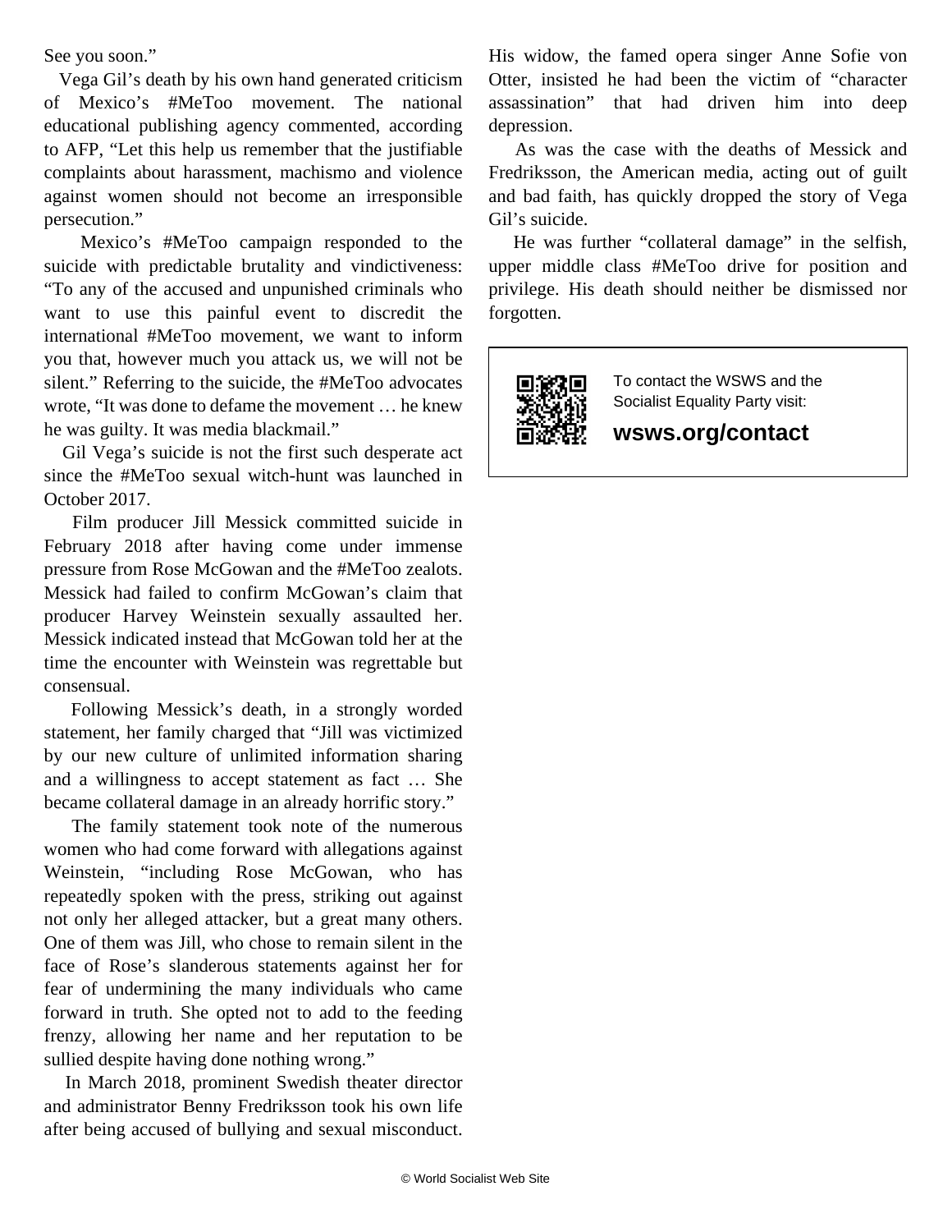See you soon."

Vega Gil's death by his own hand generated criticism of Mexico's #MeToo movement. The national educational publishing agency commented, according to AFP, "Let this help us remember that the justifiable complaints about harassment, machismo and violence against women should not become an irresponsible persecution."

Mexico's #MeToo campaign responded to the suicide with predictable brutality and vindictiveness: "To any of the accused and unpunished criminals who want to use this painful event to discredit the international #MeToo movement, we want to inform you that, however much you attack us, we will not be silent." Referring to the suicide, the #MeToo advocates wrote, "It was done to defame the movement … he knew he was guilty. It was media blackmail."

Gil Vega's suicide is not the first such desperate act since the #MeToo sexual witch-hunt was launched in October 2017.

Film producer Jill Messick committed suicide in February 2018 after having come under immense pressure from Rose McGowan and the #MeToo zealots. Messick had failed to confirm McGowan's claim that producer Harvey Weinstein sexually assaulted her. Messick indicated instead that McGowan told her at the time the encounter with Weinstein was regrettable but consensual.

Following Messick's death, in a strongly worded statement, her family charged that "Jill was victimized by our new culture of unlimited information sharing and a willingness to accept statement as fact … She became collateral damage in an already horrific story."

The family statement took note of the numerous women who had come forward with allegations against Weinstein, "including Rose McGowan, who has repeatedly spoken with the press, striking out against not only her alleged attacker, but a great many others. One of them was Jill, who chose to remain silent in the face of Rose's slanderous statements against her for fear of undermining the many individuals who came forward in truth. She opted not to add to the feeding frenzy, allowing her name and her reputation to be sullied despite having done nothing wrong."

In March 2018, prominent Swedish theater director and administrator Benny Fredriksson took his own life after being accused of bullying and sexual misconduct. His widow, the famed opera singer Anne Sofie von Otter, insisted he had been the victim of "character assassination" that had driven him into deep depression.

As was the case with the deaths of Messick and Fredriksson, the American media, acting out of guilt and bad faith, has quickly dropped the story of Vega Gil's suicide.

He was further "collateral damage" in the selfish, upper middle class #MeToo drive for position and privilege. His death should neither be dismissed nor forgotten.

To contact the WSWS and the Socialist Equality Party visit:

**wsws.org/contact**